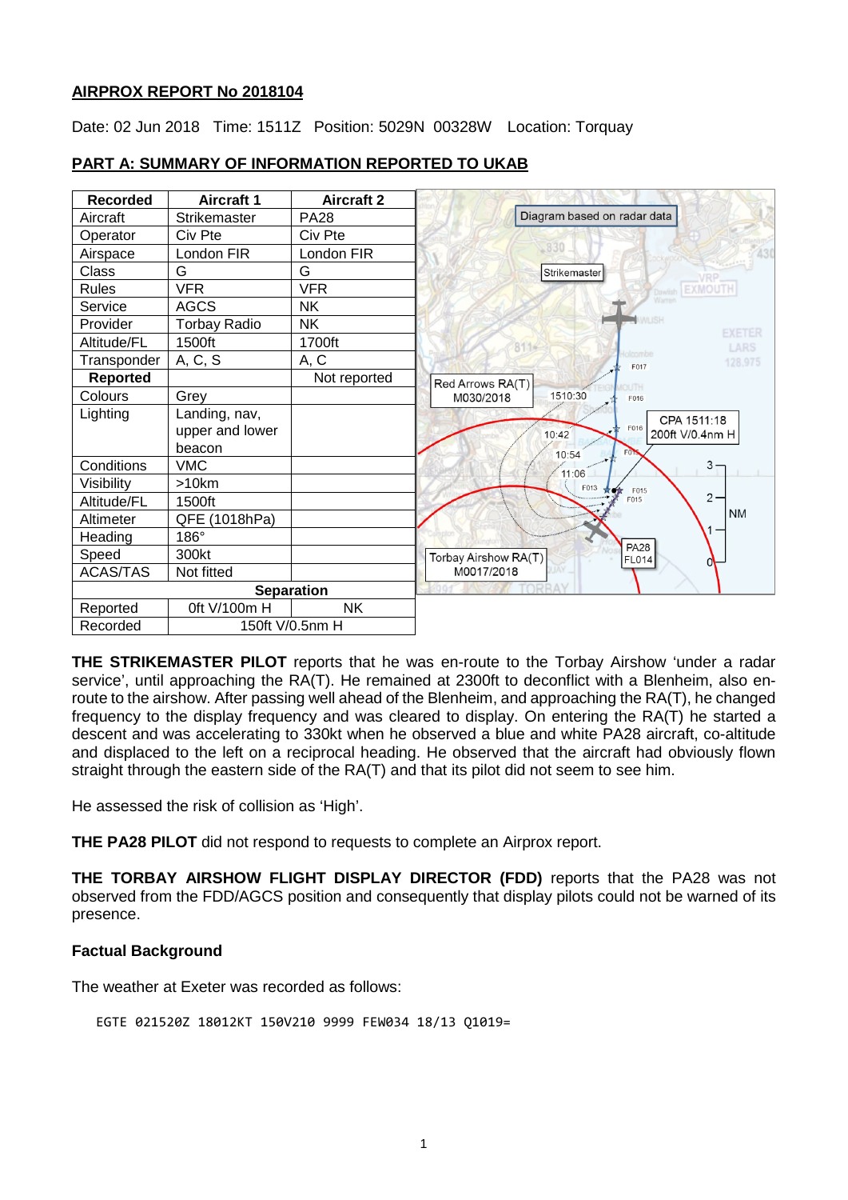**AIRPROX REPORT No 2018104**

Date: 02 Jun 2018 Time: 1511Z Position: 5029N 00328W Location: Torquay

**PART A: SUMMARY OF INFORMATION REPORTED TO UKAB**

| Recorded | Aircraft 1 | Aircraft 2 |
|---|---|---|
| Aircraft | Strikemaster | PA28 |
| Operator | Civ Pte | Civ Pte |
| Airspace | London FIR | London FIR |
| Class | G | G |
| Rules | VFR | VFR |
| Service | AGCS | NK |
| Provider | Torbay Radio | NK |
| Altitude/FL | 1500ft | 1700ft |
| Transponder | A, C, S | A, C |
| **Reported** | | Not reported |
| Colours | Grey | |
| Lighting | Landing, nav, upper and lower beacon | |
| Conditions | VMC | |
| Visibility | >10km | |
| Altitude/FL | 1500ft | |
| Altimeter | QFE (1018hPa) | |
| Heading | 186° | |
| Speed | 300kt | |
| ACAS/TAS | Not fitted | |
| **Separation** | | |
| Reported | 0ft V/100m H | NK |
| Recorded | 150ft V/0.5nm H | |

Diagram based on radar data

**THE STRIKEMASTER PILOT** reports that he was en-route to the Torbay Airshow 'under a radar service', until approaching the RA(T). He remained at 2300ft to deconflict with a Blenheim, also en-route to the airshow. After passing well ahead of the Blenheim, and approaching the RA(T), he changed frequency to the display frequency and was cleared to display. On entering the RA(T) he started a descent and was accelerating to 330kt when he observed a blue and white PA28 aircraft, co-altitude and displaced to the left on a reciprocal heading. He observed that the aircraft had obviously flown straight through the eastern side of the RA(T) and that its pilot did not seem to see him.

He assessed the risk of collision as 'High'.

**THE PA28 PILOT** did not respond to requests to complete an Airprox report.

**THE TORBAY AIRSHOW FLIGHT DISPLAY DIRECTOR (FDD)** reports that the PA28 was not observed from the FDD/AGCS position and consequently that display pilots could not be warned of its presence.

**Factual Background**

The weather at Exeter was recorded as follows:

```
EGTE 021520Z 18012KT 150V210 9999 FEW034 18/13 Q1019=
```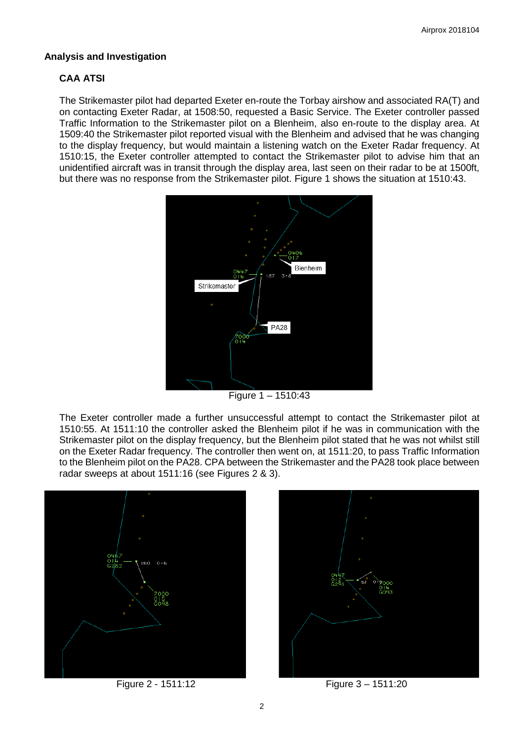## Analysis and Investigation

### CAA ATSI

The Strikemaster pilot had departed Exeter en-route the Torbay airshow and associated RA(T) and on contacting Exeter Radar, at 1508:50, requested a Basic Service. The Exeter controller passed Traffic Information to the Strikemaster pilot on a Blenheim, also en-route to the display area. At 1509:40 the Strikemaster pilot reported visual with the Blenheim and advised that he was changing to the display frequency, but would maintain a listening watch on the Exeter Radar frequency. At 1510:15, the Exeter controller attempted to contact the Strikemaster pilot to advise him that an unidentified aircraft was in transit through the display area, last seen on their radar to be at 1500ft, but there was no response from the Strikemaster pilot. Figure 1 shows the situation at 1510:43.

Figure 1 – 1510:43

The Exeter controller made a further unsuccessful attempt to contact the Strikemaster pilot at 1510:55. At 1511:10 the controller asked the Blenheim pilot if he was in communication with the Strikemaster pilot on the display frequency, but the Blenheim pilot stated that he was not whilst still on the Exeter Radar frequency. The controller then went on, at 1511:20, to pass Traffic Information to the Blenheim pilot on the PA28. CPA between the Strikemaster and the PA28 took place between radar sweeps at about 1511:16 (see Figures 2 & 3).

Figure 2 - 1511:12

Figure 3 – 1511:20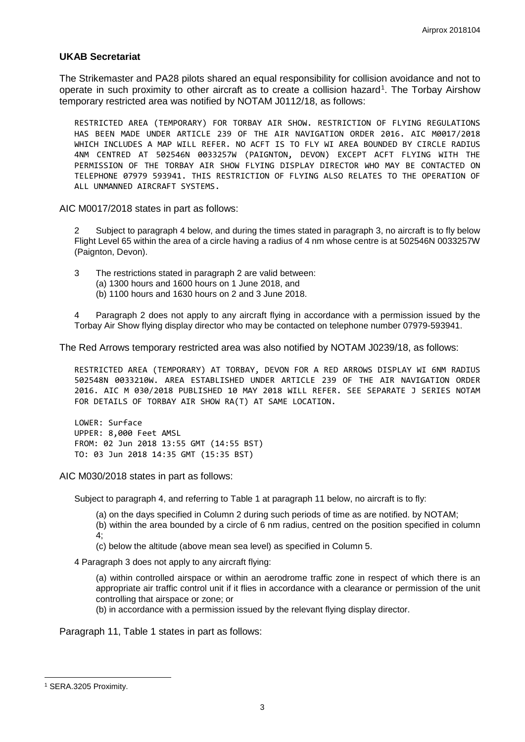**UKAB Secretariat**

The Strikemaster and PA28 pilots shared an equal responsibility for collision avoidance and not to operate in such proximity to other aircraft as to create a collision hazard[1]. The Torbay Airshow temporary restricted area was notified by NOTAM J0112/18, as follows:

```
RESTRICTED AREA (TEMPORARY) FOR TORBAY AIR SHOW. RESTRICTION OF FLYING REGULATIONS HAS BEEN MADE UNDER ARTICLE 239 OF THE AIR NAVIGATION ORDER 2016. AIC M0017/2018 WHICH INCLUDES A MAP WILL REFER. NO ACFT IS TO FLY WI AREA BOUNDED BY CIRCLE RADIUS 4NM CENTRED AT 502546N 0033257W (PAIGNTON, DEVON) EXCEPT ACFT FLYING WITH THE PERMISSION OF THE TORBAY AIR SHOW FLYING DISPLAY DIRECTOR WHO MAY BE CONTACTED ON TELEPHONE 07979 593941. THIS RESTRICTION OF FLYING ALSO RELATES TO THE OPERATION OF ALL UNMANNED AIRCRAFT SYSTEMS.
```

AIC M0017/2018 states in part as follows:

> 2 Subject to paragraph 4 below, and during the times stated in paragraph 3, no aircraft is to fly below Flight Level 65 within the area of a circle having a radius of 4 nm whose centre is at 502546N 0033257W (Paignton, Devon).
>
> 3 The restrictions stated in paragraph 2 are valid between:
> (a) 1300 hours and 1600 hours on 1 June 2018, and
> (b) 1100 hours and 1630 hours on 2 and 3 June 2018.
>
> 4 Paragraph 2 does not apply to any aircraft flying in accordance with a permission issued by the Torbay Air Show flying display director who may be contacted on telephone number 07979-593941.

The Red Arrows temporary restricted area was also notified by NOTAM J0239/18, as follows:

```
RESTRICTED AREA (TEMPORARY) AT TORBAY, DEVON FOR A RED ARROWS DISPLAY WI 6NM RADIUS 502548N 0033210W. AREA ESTABLISHED UNDER ARTICLE 239 OF THE AIR NAVIGATION ORDER 2016. AIC M 030/2018 PUBLISHED 10 MAY 2018 WILL REFER. SEE SEPARATE J SERIES NOTAM FOR DETAILS OF TORBAY AIR SHOW RA(T) AT SAME LOCATION.

LOWER: Surface
UPPER: 8,000 Feet AMSL
FROM: 02 Jun 2018 13:55 GMT (14:55 BST)
TO: 03 Jun 2018 14:35 GMT (15:35 BST)
```

AIC M030/2018 states in part as follows:

> Subject to paragraph 4, and referring to Table 1 at paragraph 11 below, no aircraft is to fly:
>
> (a) on the days specified in Column 2 during such periods of time as are notified. by NOTAM;
> (b) within the area bounded by a circle of 6 nm radius, centred on the position specified in column 4;
> (c) below the altitude (above mean sea level) as specified in Column 5.
>
> 4 Paragraph 3 does not apply to any aircraft flying:
>
> (a) within controlled airspace or within an aerodrome traffic zone in respect of which there is an appropriate air traffic control unit if it flies in accordance with a clearance or permission of the unit controlling that airspace or zone; or
> (b) in accordance with a permission issued by the relevant flying display director.

Paragraph 11, Table 1 states in part as follows:

[1] SERA.3205 Proximity.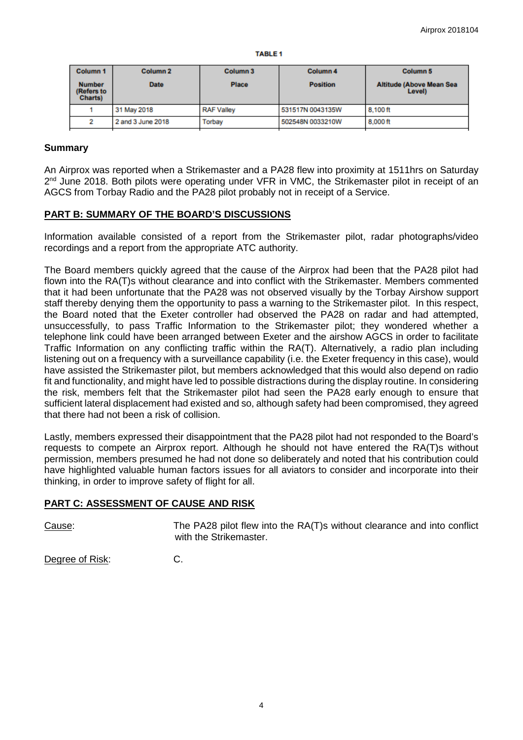**TABLE 1**

| Column 1<br>Number (Refers to Charts) | Column 2<br>Date | Column 3<br>Place | Column 4<br>Position | Column 5<br>Altitude (Above Mean Sea Level) |
|---|---|---|---|---|
| 1 | 31 May 2018 | RAF Valley | 531517N 0043135W | 8,100 ft |
| 2 | 2 and 3 June 2018 | Torbay | 502548N 0033210W | 8,000 ft |

## Summary

An Airprox was reported when a Strikemaster and a PA28 flew into proximity at 1511hrs on Saturday 2nd June 2018. Both pilots were operating under VFR in VMC, the Strikemaster pilot in receipt of an AGCS from Torbay Radio and the PA28 pilot probably not in receipt of a Service.

## PART B: SUMMARY OF THE BOARD'S DISCUSSIONS

Information available consisted of a report from the Strikemaster pilot, radar photographs/video recordings and a report from the appropriate ATC authority.

The Board members quickly agreed that the cause of the Airprox had been that the PA28 pilot had flown into the RA(T)s without clearance and into conflict with the Strikemaster. Members commented that it had been unfortunate that the PA28 was not observed visually by the Torbay Airshow support staff thereby denying them the opportunity to pass a warning to the Strikemaster pilot. In this respect, the Board noted that the Exeter controller had observed the PA28 on radar and had attempted, unsuccessfully, to pass Traffic Information to the Strikemaster pilot; they wondered whether a telephone link could have been arranged between Exeter and the airshow AGCS in order to facilitate Traffic Information on any conflicting traffic within the RA(T). Alternatively, a radio plan including listening out on a frequency with a surveillance capability (i.e. the Exeter frequency in this case), would have assisted the Strikemaster pilot, but members acknowledged that this would also depend on radio fit and functionality, and might have led to possible distractions during the display routine. In considering the risk, members felt that the Strikemaster pilot had seen the PA28 early enough to ensure that sufficient lateral displacement had existed and so, although safety had been compromised, they agreed that there had not been a risk of collision.

Lastly, members expressed their disappointment that the PA28 pilot had not responded to the Board's requests to compete an Airprox report. Although he should not have entered the RA(T)s without permission, members presumed he had not done so deliberately and noted that his contribution could have highlighted valuable human factors issues for all aviators to consider and incorporate into their thinking, in order to improve safety of flight for all.

## PART C: ASSESSMENT OF CAUSE AND RISK

Cause: The PA28 pilot flew into the RA(T)s without clearance and into conflict with the Strikemaster.

Degree of Risk: C.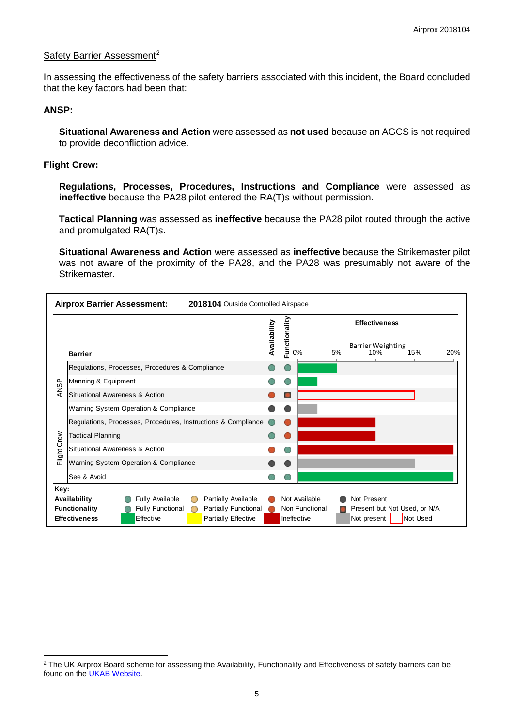## Safety Barrier Assessment[2]

In assessing the effectiveness of the safety barriers associated with this incident, the Board concluded that the key factors had been that:

**ANSP:**

**Situational Awareness and Action** were assessed as **not used** because an AGCS is not required to provide deconfliction advice.

**Flight Crew:**

**Regulations, Processes, Procedures, Instructions and Compliance** were assessed as **ineffective** because the PA28 pilot entered the RA(T)s without permission.

**Tactical Planning** was assessed as **ineffective** because the PA28 pilot routed through the active and promulgated RA(T)s.

**Situational Awareness and Action** were assessed as **ineffective** because the Strikemaster pilot was not aware of the proximity of the PA28, and the PA28 was presumably not aware of the Strikemaster.

**Airprox Barrier Assessment:** **2018104** Outside Controlled Airspace

Barrier
Availability
Functionality
Effectiveness
Barrier Weighting
0%
5%
10%
15%
20%

ANSP
Regulations, Processes, Procedures & Compliance
Manning & Equipment
Situational Awareness & Action
Warning System Operation & Compliance

Flight Crew
Regulations, Processes, Procedures, Instructions & Compliance
Tactical Planning
Situational Awareness & Action
Warning System Operation & Compliance
See & Avoid

Key:
Availability: Fully Available, Partially Available, Not Available, Not Present
Functionality: Fully Functional, Partially Functional, Non Functional, Present but Not Used, or N/A
Effectiveness: Effective, Partially Effective, Ineffective, Not present, Not Used

---

[2] The UK Airprox Board scheme for assessing the Availability, Functionality and Effectiveness of safety barriers can be found on the UKAB Website.